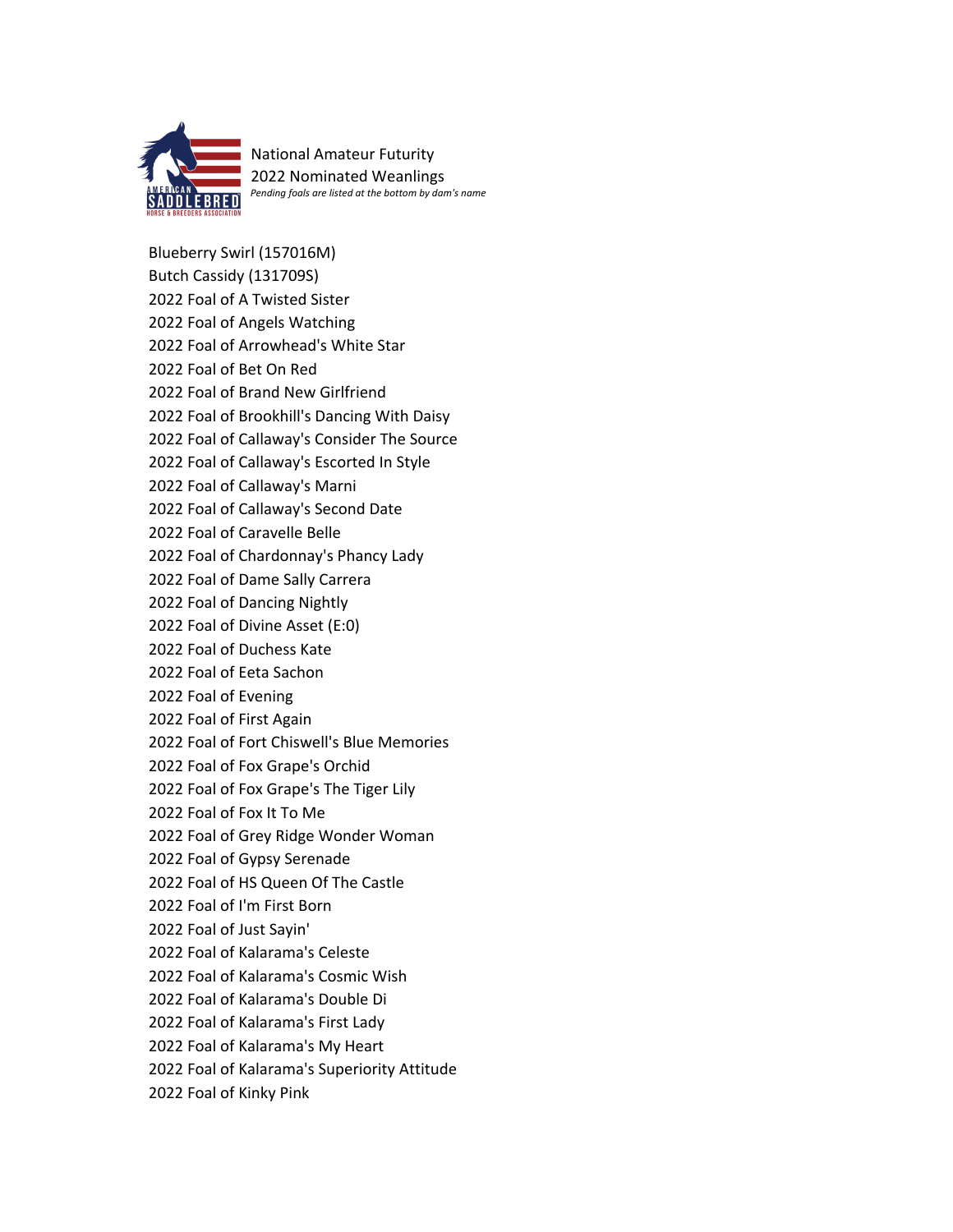National Amateur Futurity

2022 Nominated Weanlings

*Pending foals are listed at the bottom by dam's name*

Blueberry Swirl (157016M)
Butch Cassidy (131709S)
2022 Foal of A Twisted Sister
2022 Foal of Angels Watching
2022 Foal of Arrowhead's White Star
2022 Foal of Bet On Red
2022 Foal of Brand New Girlfriend
2022 Foal of Brookhill's Dancing With Daisy
2022 Foal of Callaway's Consider The Source
2022 Foal of Callaway's Escorted In Style
2022 Foal of Callaway's Marni
2022 Foal of Callaway's Second Date
2022 Foal of Caravelle Belle
2022 Foal of Chardonnay's Phancy Lady
2022 Foal of Dame Sally Carrera
2022 Foal of Dancing Nightly
2022 Foal of Divine Asset (E:0)
2022 Foal of Duchess Kate
2022 Foal of Eeta Sachon
2022 Foal of Evening
2022 Foal of First Again
2022 Foal of Fort Chiswell's Blue Memories
2022 Foal of Fox Grape's Orchid
2022 Foal of Fox Grape's The Tiger Lily
2022 Foal of Fox It To Me
2022 Foal of Grey Ridge Wonder Woman
2022 Foal of Gypsy Serenade
2022 Foal of HS Queen Of The Castle
2022 Foal of I'm First Born
2022 Foal of Just Sayin'
2022 Foal of Kalarama's Celeste
2022 Foal of Kalarama's Cosmic Wish
2022 Foal of Kalarama's Double Di
2022 Foal of Kalarama's First Lady
2022 Foal of Kalarama's My Heart
2022 Foal of Kalarama's Superiority Attitude
2022 Foal of Kinky Pink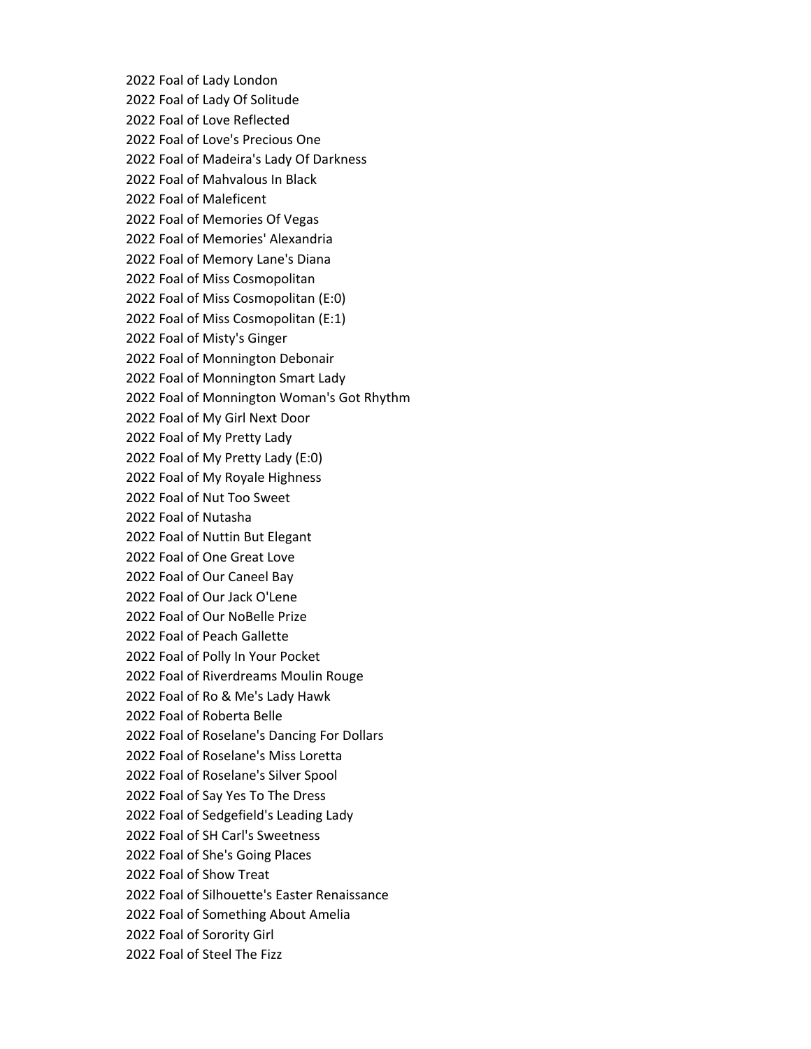2022 Foal of Lady London
2022 Foal of Lady Of Solitude
2022 Foal of Love Reflected
2022 Foal of Love's Precious One
2022 Foal of Madeira's Lady Of Darkness
2022 Foal of Mahvalous In Black
2022 Foal of Maleficent
2022 Foal of Memories Of Vegas
2022 Foal of Memories' Alexandria
2022 Foal of Memory Lane's Diana
2022 Foal of Miss Cosmopolitan
2022 Foal of Miss Cosmopolitan (E:0)
2022 Foal of Miss Cosmopolitan (E:1)
2022 Foal of Misty's Ginger
2022 Foal of Monnington Debonair
2022 Foal of Monnington Smart Lady
2022 Foal of Monnington Woman's Got Rhythm
2022 Foal of My Girl Next Door
2022 Foal of My Pretty Lady
2022 Foal of My Pretty Lady (E:0)
2022 Foal of My Royale Highness
2022 Foal of Nut Too Sweet
2022 Foal of Nutasha
2022 Foal of Nuttin But Elegant
2022 Foal of One Great Love
2022 Foal of Our Caneel Bay
2022 Foal of Our Jack O'Lene
2022 Foal of Our NoBelle Prize
2022 Foal of Peach Gallette
2022 Foal of Polly In Your Pocket
2022 Foal of Riverdreams Moulin Rouge
2022 Foal of Ro & Me's Lady Hawk
2022 Foal of Roberta Belle
2022 Foal of Roselane's Dancing For Dollars
2022 Foal of Roselane's Miss Loretta
2022 Foal of Roselane's Silver Spool
2022 Foal of Say Yes To The Dress
2022 Foal of Sedgefield's Leading Lady
2022 Foal of SH Carl's Sweetness
2022 Foal of She's Going Places
2022 Foal of Show Treat
2022 Foal of Silhouette's Easter Renaissance
2022 Foal of Something About Amelia
2022 Foal of Sorority Girl
2022 Foal of Steel The Fizz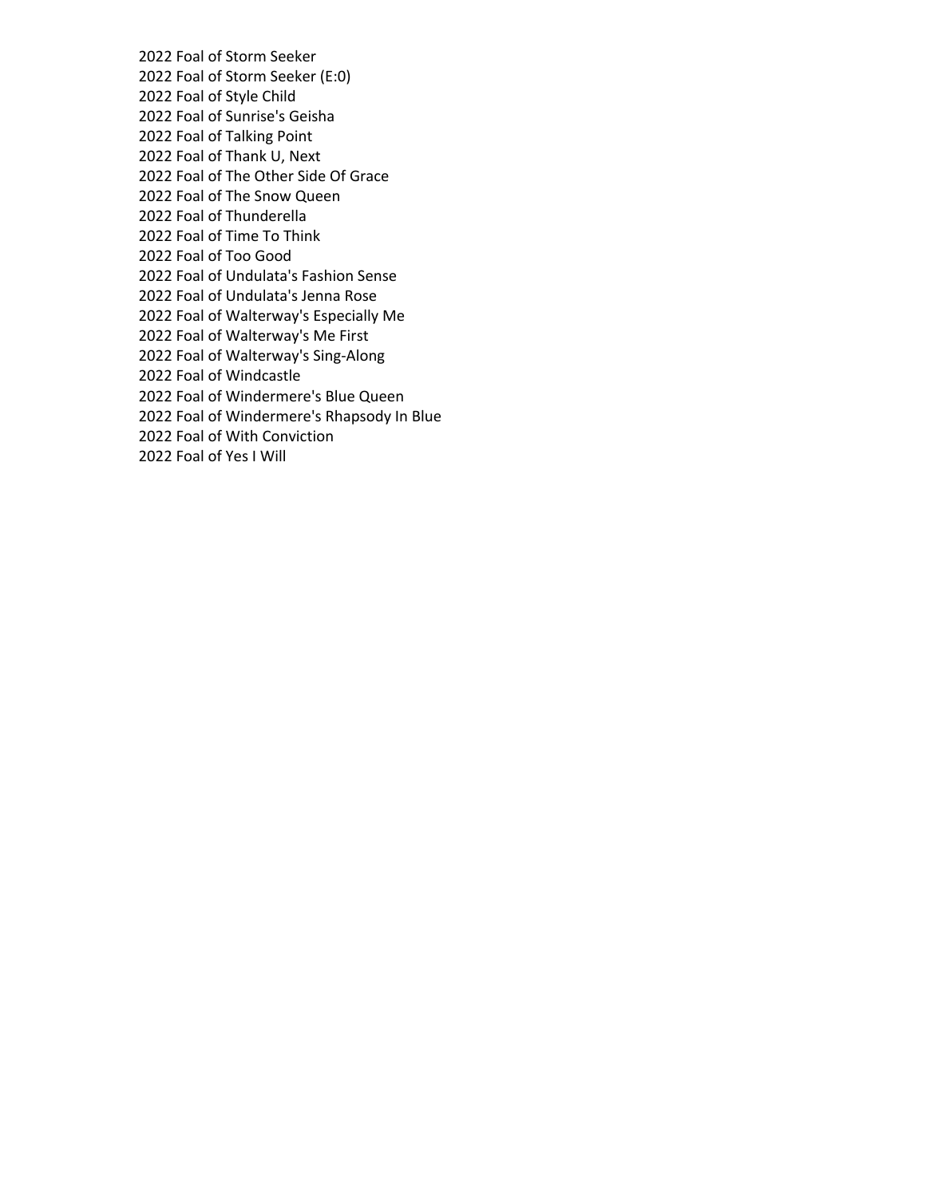2022 Foal of Storm Seeker
2022 Foal of Storm Seeker (E:0)
2022 Foal of Style Child
2022 Foal of Sunrise's Geisha
2022 Foal of Talking Point
2022 Foal of Thank U, Next
2022 Foal of The Other Side Of Grace
2022 Foal of The Snow Queen
2022 Foal of Thunderella
2022 Foal of Time To Think
2022 Foal of Too Good
2022 Foal of Undulata's Fashion Sense
2022 Foal of Undulata's Jenna Rose
2022 Foal of Walterway's Especially Me
2022 Foal of Walterway's Me First
2022 Foal of Walterway's Sing-Along
2022 Foal of Windcastle
2022 Foal of Windermere's Blue Queen
2022 Foal of Windermere's Rhapsody In Blue
2022 Foal of With Conviction
2022 Foal of Yes I Will